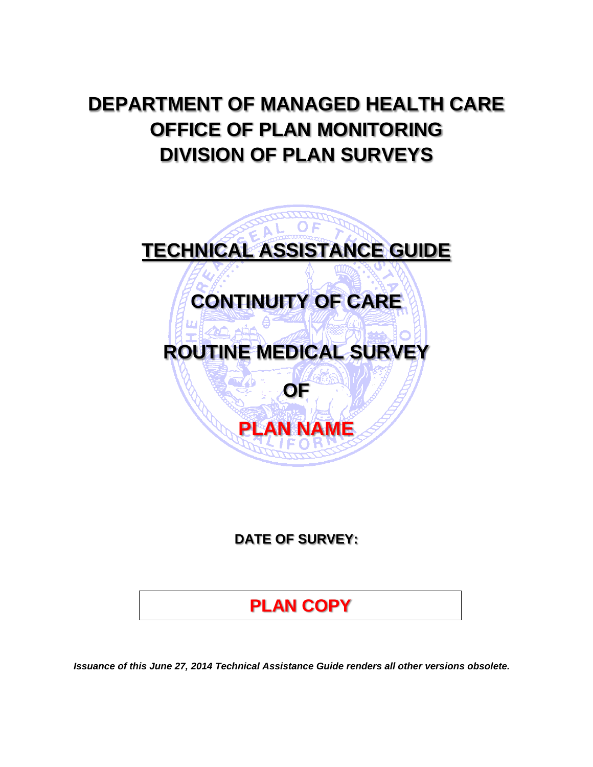# DEPARTMENT OF MANAGED HEALTH CARE
# OFFICE OF PLAN MONITORING
# DIVISION OF PLAN SURVEYS

## TECHNICAL ASSISTANCE GUIDE

## CONTINUITY OF CARE

## ROUTINE MEDICAL SURVEY

## OF

## PLAN NAME

**DATE OF SURVEY:**

**PLAN COPY**

***Issuance of this June 27, 2014 Technical Assistance Guide renders all other versions obsolete.***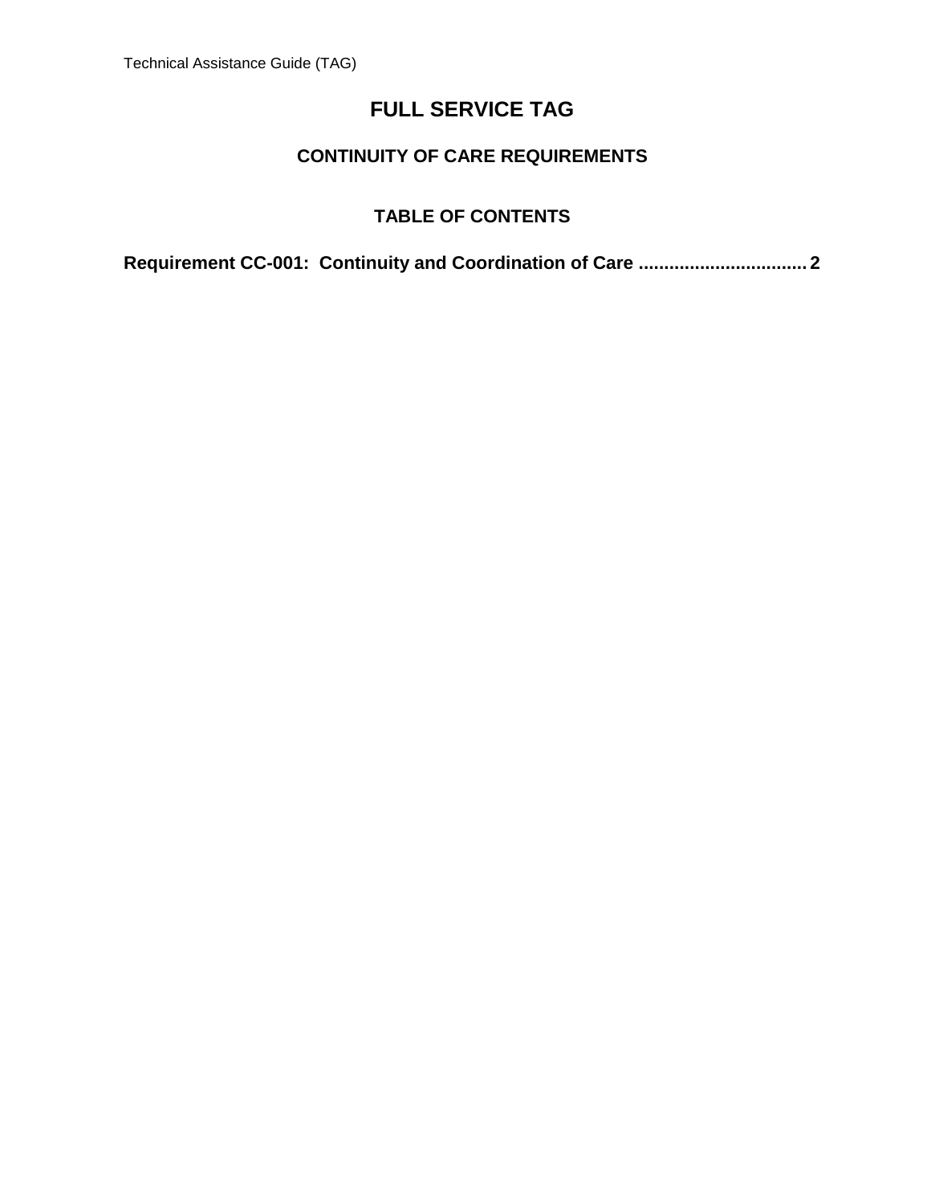# FULL SERVICE TAG

## CONTINUITY OF CARE REQUIREMENTS

### TABLE OF CONTENTS

**Requirement CC-001: Continuity and Coordination of Care ................................ 2**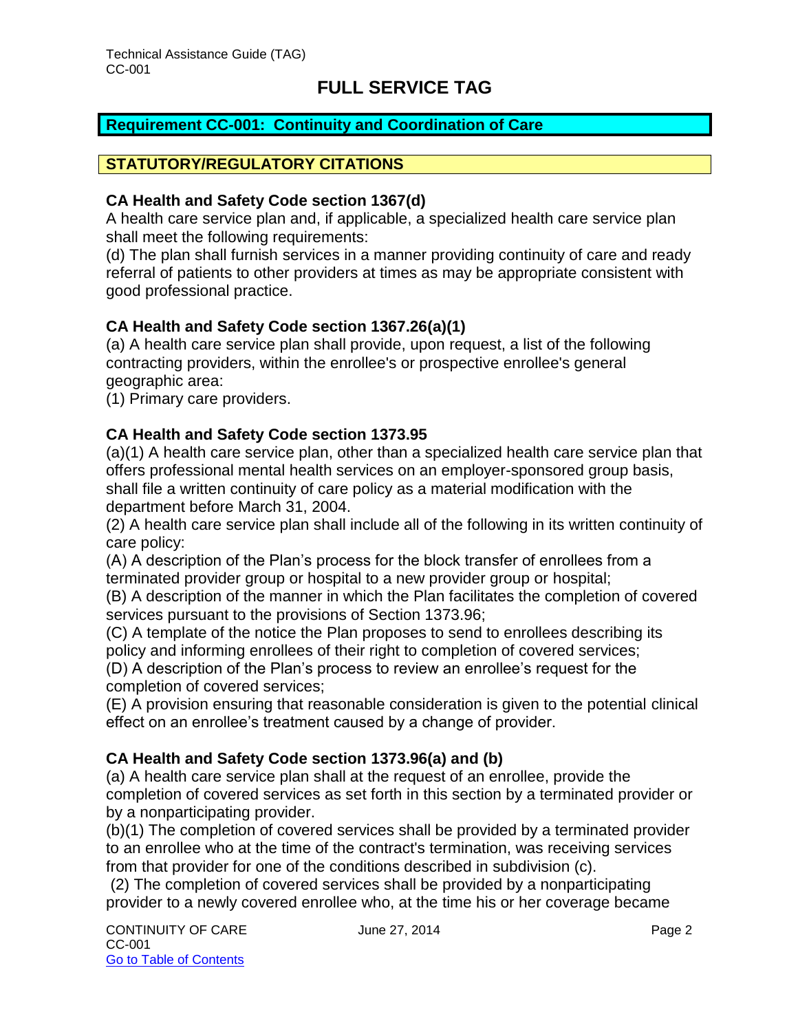# FULL SERVICE TAG

## Requirement CC-001: Continuity and Coordination of Care

## STATUTORY/REGULATORY CITATIONS

**CA Health and Safety Code section 1367(d)**

A health care service plan and, if applicable, a specialized health care service plan shall meet the following requirements:

(d) The plan shall furnish services in a manner providing continuity of care and ready referral of patients to other providers at times as may be appropriate consistent with good professional practice.

**CA Health and Safety Code section 1367.26(a)(1)**

(a) A health care service plan shall provide, upon request, a list of the following contracting providers, within the enrollee's or prospective enrollee's general geographic area:

(1) Primary care providers.

**CA Health and Safety Code section 1373.95**

(a)(1) A health care service plan, other than a specialized health care service plan that offers professional mental health services on an employer-sponsored group basis, shall file a written continuity of care policy as a material modification with the department before March 31, 2004.

(2) A health care service plan shall include all of the following in its written continuity of care policy:

(A) A description of the Plan's process for the block transfer of enrollees from a terminated provider group or hospital to a new provider group or hospital;

(B) A description of the manner in which the Plan facilitates the completion of covered services pursuant to the provisions of Section 1373.96;

(C) A template of the notice the Plan proposes to send to enrollees describing its policy and informing enrollees of their right to completion of covered services;

(D) A description of the Plan's process to review an enrollee's request for the completion of covered services;

(E) A provision ensuring that reasonable consideration is given to the potential clinical effect on an enrollee's treatment caused by a change of provider.

**CA Health and Safety Code section 1373.96(a) and (b)**

(a) A health care service plan shall at the request of an enrollee, provide the completion of covered services as set forth in this section by a terminated provider or by a nonparticipating provider.

(b)(1) The completion of covered services shall be provided by a terminated provider to an enrollee who at the time of the contract's termination, was receiving services from that provider for one of the conditions described in subdivision (c).

(2) The completion of covered services shall be provided by a nonparticipating provider to a newly covered enrollee who, at the time his or her coverage became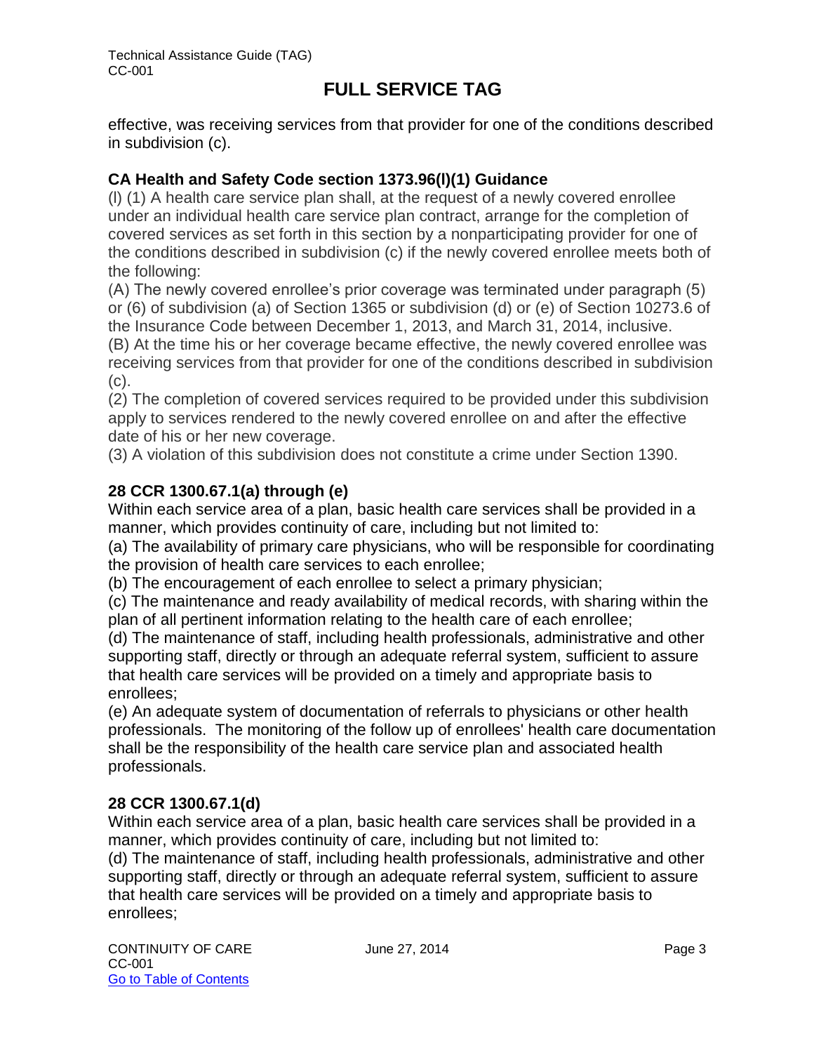effective, was receiving services from that provider for one of the conditions described in subdivision (c).

**CA Health and Safety Code section 1373.96(l)(1) Guidance**

(l) (1) A health care service plan shall, at the request of a newly covered enrollee under an individual health care service plan contract, arrange for the completion of covered services as set forth in this section by a nonparticipating provider for one of the conditions described in subdivision (c) if the newly covered enrollee meets both of the following:

(A) The newly covered enrollee's prior coverage was terminated under paragraph (5) or (6) of subdivision (a) of Section 1365 or subdivision (d) or (e) of Section 10273.6 of the Insurance Code between December 1, 2013, and March 31, 2014, inclusive.

(B) At the time his or her coverage became effective, the newly covered enrollee was receiving services from that provider for one of the conditions described in subdivision (c).

(2) The completion of covered services required to be provided under this subdivision apply to services rendered to the newly covered enrollee on and after the effective date of his or her new coverage.

(3) A violation of this subdivision does not constitute a crime under Section 1390.

**28 CCR 1300.67.1(a) through (e)**

Within each service area of a plan, basic health care services shall be provided in a manner, which provides continuity of care, including but not limited to:

(a) The availability of primary care physicians, who will be responsible for coordinating the provision of health care services to each enrollee;

(b) The encouragement of each enrollee to select a primary physician;

(c) The maintenance and ready availability of medical records, with sharing within the plan of all pertinent information relating to the health care of each enrollee;

(d) The maintenance of staff, including health professionals, administrative and other supporting staff, directly or through an adequate referral system, sufficient to assure that health care services will be provided on a timely and appropriate basis to enrollees;

(e) An adequate system of documentation of referrals to physicians or other health professionals. The monitoring of the follow up of enrollees' health care documentation shall be the responsibility of the health care service plan and associated health professionals.

**28 CCR 1300.67.1(d)**

Within each service area of a plan, basic health care services shall be provided in a manner, which provides continuity of care, including but not limited to:

(d) The maintenance of staff, including health professionals, administrative and other supporting staff, directly or through an adequate referral system, sufficient to assure that health care services will be provided on a timely and appropriate basis to enrollees;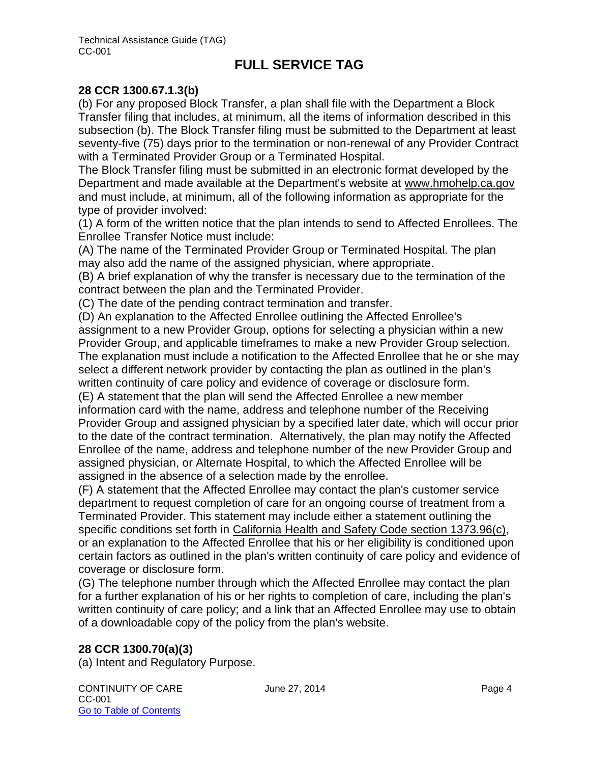## 28 CCR 1300.67.1.3(b)

(b) For any proposed Block Transfer, a plan shall file with the Department a Block Transfer filing that includes, at minimum, all the items of information described in this subsection (b). The Block Transfer filing must be submitted to the Department at least seventy-five (75) days prior to the termination or non-renewal of any Provider Contract with a Terminated Provider Group or a Terminated Hospital.

The Block Transfer filing must be submitted in an electronic format developed by the Department and made available at the Department's website at www.hmohelp.ca.gov and must include, at minimum, all of the following information as appropriate for the type of provider involved:

(1) A form of the written notice that the plan intends to send to Affected Enrollees. The Enrollee Transfer Notice must include:

(A) The name of the Terminated Provider Group or Terminated Hospital. The plan may also add the name of the assigned physician, where appropriate.

(B) A brief explanation of why the transfer is necessary due to the termination of the contract between the plan and the Terminated Provider.

(C) The date of the pending contract termination and transfer.

(D) An explanation to the Affected Enrollee outlining the Affected Enrollee's assignment to a new Provider Group, options for selecting a physician within a new Provider Group, and applicable timeframes to make a new Provider Group selection. The explanation must include a notification to the Affected Enrollee that he or she may select a different network provider by contacting the plan as outlined in the plan's written continuity of care policy and evidence of coverage or disclosure form.

(E) A statement that the plan will send the Affected Enrollee a new member information card with the name, address and telephone number of the Receiving Provider Group and assigned physician by a specified later date, which will occur prior to the date of the contract termination. Alternatively, the plan may notify the Affected Enrollee of the name, address and telephone number of the new Provider Group and assigned physician, or Alternate Hospital, to which the Affected Enrollee will be assigned in the absence of a selection made by the enrollee.

(F) A statement that the Affected Enrollee may contact the plan's customer service department to request completion of care for an ongoing course of treatment from a Terminated Provider. This statement may include either a statement outlining the specific conditions set forth in California Health and Safety Code section 1373.96(c), or an explanation to the Affected Enrollee that his or her eligibility is conditioned upon certain factors as outlined in the plan's written continuity of care policy and evidence of coverage or disclosure form.

(G) The telephone number through which the Affected Enrollee may contact the plan for a further explanation of his or her rights to completion of care, including the plan's written continuity of care policy; and a link that an Affected Enrollee may use to obtain of a downloadable copy of the policy from the plan's website.

## 28 CCR 1300.70(a)(3)

(a) Intent and Regulatory Purpose.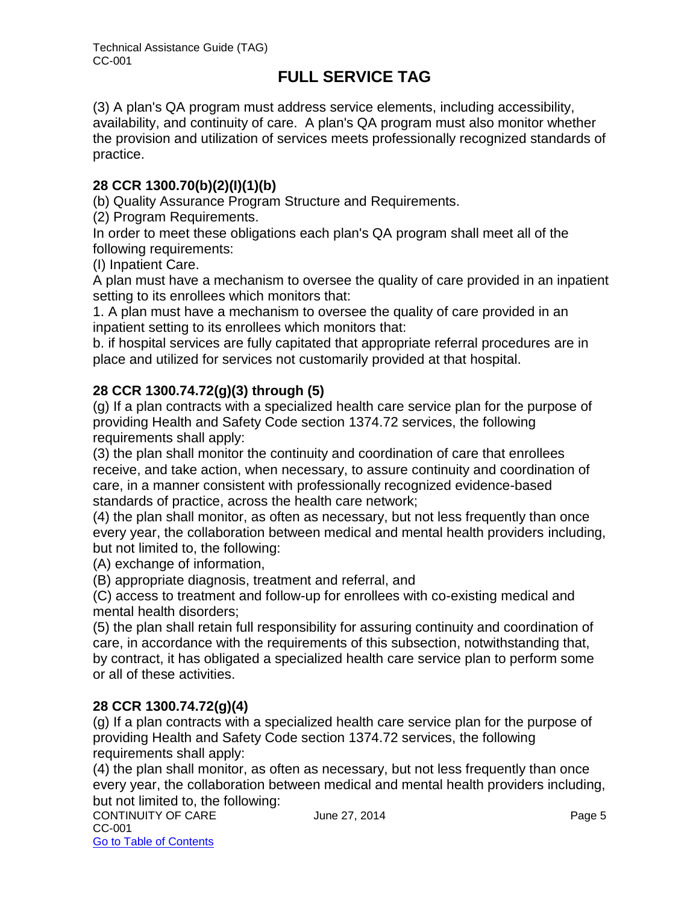# FULL SERVICE TAG

(3) A plan's QA program must address service elements, including accessibility, availability, and continuity of care. A plan's QA program must also monitor whether the provision and utilization of services meets professionally recognized standards of practice.

**28 CCR 1300.70(b)(2)(I)(1)(b)**

(b) Quality Assurance Program Structure and Requirements.

(2) Program Requirements.

In order to meet these obligations each plan's QA program shall meet all of the following requirements:

(I) Inpatient Care.

A plan must have a mechanism to oversee the quality of care provided in an inpatient setting to its enrollees which monitors that:

1. A plan must have a mechanism to oversee the quality of care provided in an inpatient setting to its enrollees which monitors that:

b. if hospital services are fully capitated that appropriate referral procedures are in place and utilized for services not customarily provided at that hospital.

**28 CCR 1300.74.72(g)(3) through (5)**

(g) If a plan contracts with a specialized health care service plan for the purpose of providing Health and Safety Code section 1374.72 services, the following requirements shall apply:

(3) the plan shall monitor the continuity and coordination of care that enrollees receive, and take action, when necessary, to assure continuity and coordination of care, in a manner consistent with professionally recognized evidence-based standards of practice, across the health care network;

(4) the plan shall monitor, as often as necessary, but not less frequently than once every year, the collaboration between medical and mental health providers including, but not limited to, the following:

(A) exchange of information,

(B) appropriate diagnosis, treatment and referral, and

(C) access to treatment and follow-up for enrollees with co-existing medical and mental health disorders;

(5) the plan shall retain full responsibility for assuring continuity and coordination of care, in accordance with the requirements of this subsection, notwithstanding that, by contract, it has obligated a specialized health care service plan to perform some or all of these activities.

**28 CCR 1300.74.72(g)(4)**

(g) If a plan contracts with a specialized health care service plan for the purpose of providing Health and Safety Code section 1374.72 services, the following requirements shall apply:

(4) the plan shall monitor, as often as necessary, but not less frequently than once every year, the collaboration between medical and mental health providers including, but not limited to, the following: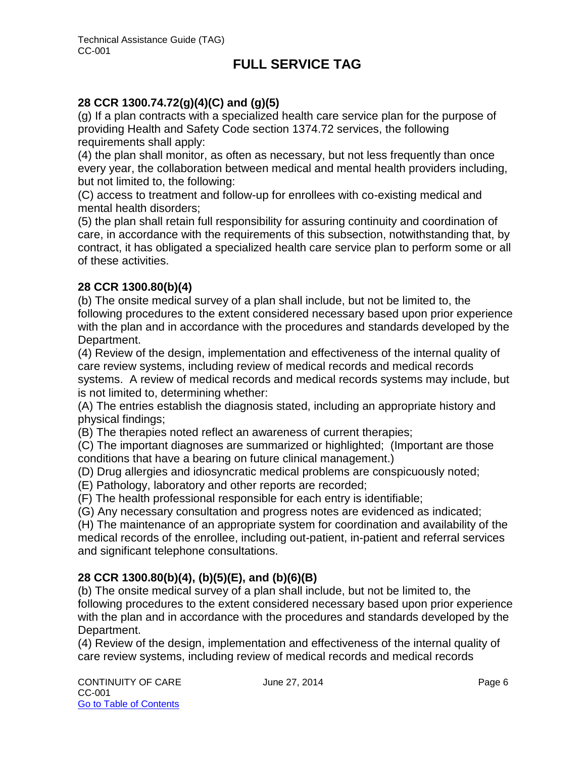## 28 CCR 1300.74.72(g)(4)(C) and (g)(5)

(g) If a plan contracts with a specialized health care service plan for the purpose of providing Health and Safety Code section 1374.72 services, the following requirements shall apply:

(4) the plan shall monitor, as often as necessary, but not less frequently than once every year, the collaboration between medical and mental health providers including, but not limited to, the following:

(C) access to treatment and follow-up for enrollees with co-existing medical and mental health disorders;

(5) the plan shall retain full responsibility for assuring continuity and coordination of care, in accordance with the requirements of this subsection, notwithstanding that, by contract, it has obligated a specialized health care service plan to perform some or all of these activities.

## 28 CCR 1300.80(b)(4)

(b) The onsite medical survey of a plan shall include, but not be limited to, the following procedures to the extent considered necessary based upon prior experience with the plan and in accordance with the procedures and standards developed by the Department.

(4) Review of the design, implementation and effectiveness of the internal quality of care review systems, including review of medical records and medical records systems. A review of medical records and medical records systems may include, but is not limited to, determining whether:

(A) The entries establish the diagnosis stated, including an appropriate history and physical findings;

(B) The therapies noted reflect an awareness of current therapies;

(C) The important diagnoses are summarized or highlighted; (Important are those conditions that have a bearing on future clinical management.)

(D) Drug allergies and idiosyncratic medical problems are conspicuously noted;

(E) Pathology, laboratory and other reports are recorded;

(F) The health professional responsible for each entry is identifiable;

(G) Any necessary consultation and progress notes are evidenced as indicated;

(H) The maintenance of an appropriate system for coordination and availability of the medical records of the enrollee, including out-patient, in-patient and referral services and significant telephone consultations.

## 28 CCR 1300.80(b)(4), (b)(5)(E), and (b)(6)(B)

(b) The onsite medical survey of a plan shall include, but not be limited to, the following procedures to the extent considered necessary based upon prior experience with the plan and in accordance with the procedures and standards developed by the Department.

(4) Review of the design, implementation and effectiveness of the internal quality of care review systems, including review of medical records and medical records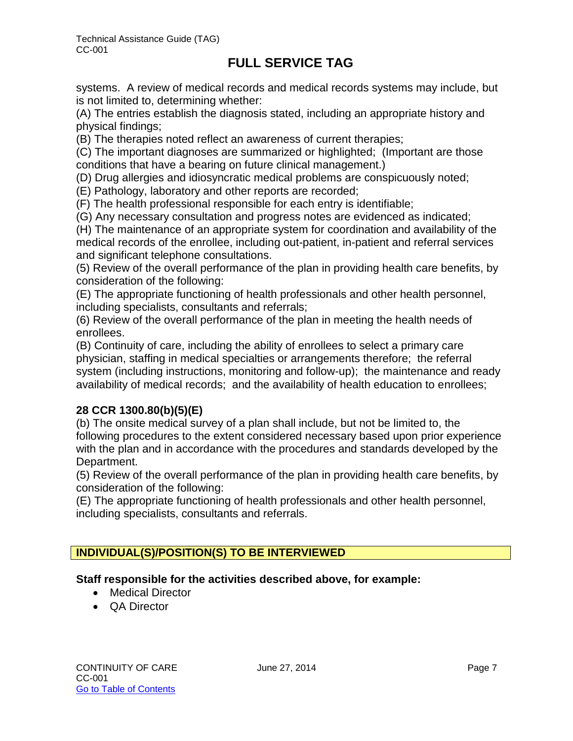systems. A review of medical records and medical records systems may include, but is not limited to, determining whether:

(A) The entries establish the diagnosis stated, including an appropriate history and physical findings;

(B) The therapies noted reflect an awareness of current therapies;

(C) The important diagnoses are summarized or highlighted; (Important are those conditions that have a bearing on future clinical management.)

(D) Drug allergies and idiosyncratic medical problems are conspicuously noted;

(E) Pathology, laboratory and other reports are recorded;

(F) The health professional responsible for each entry is identifiable;

(G) Any necessary consultation and progress notes are evidenced as indicated;

(H) The maintenance of an appropriate system for coordination and availability of the medical records of the enrollee, including out-patient, in-patient and referral services and significant telephone consultations.

(5) Review of the overall performance of the plan in providing health care benefits, by consideration of the following:

(E) The appropriate functioning of health professionals and other health personnel, including specialists, consultants and referrals;

(6) Review of the overall performance of the plan in meeting the health needs of enrollees.

(B) Continuity of care, including the ability of enrollees to select a primary care physician, staffing in medical specialties or arrangements therefore; the referral system (including instructions, monitoring and follow-up); the maintenance and ready availability of medical records; and the availability of health education to enrollees;

**28 CCR 1300.80(b)(5)(E)**

(b) The onsite medical survey of a plan shall include, but not be limited to, the following procedures to the extent considered necessary based upon prior experience with the plan and in accordance with the procedures and standards developed by the Department.

(5) Review of the overall performance of the plan in providing health care benefits, by consideration of the following:

(E) The appropriate functioning of health professionals and other health personnel, including specialists, consultants and referrals.

## INDIVIDUAL(S)/POSITION(S) TO BE INTERVIEWED

**Staff responsible for the activities described above, for example:**

- Medical Director
- QA Director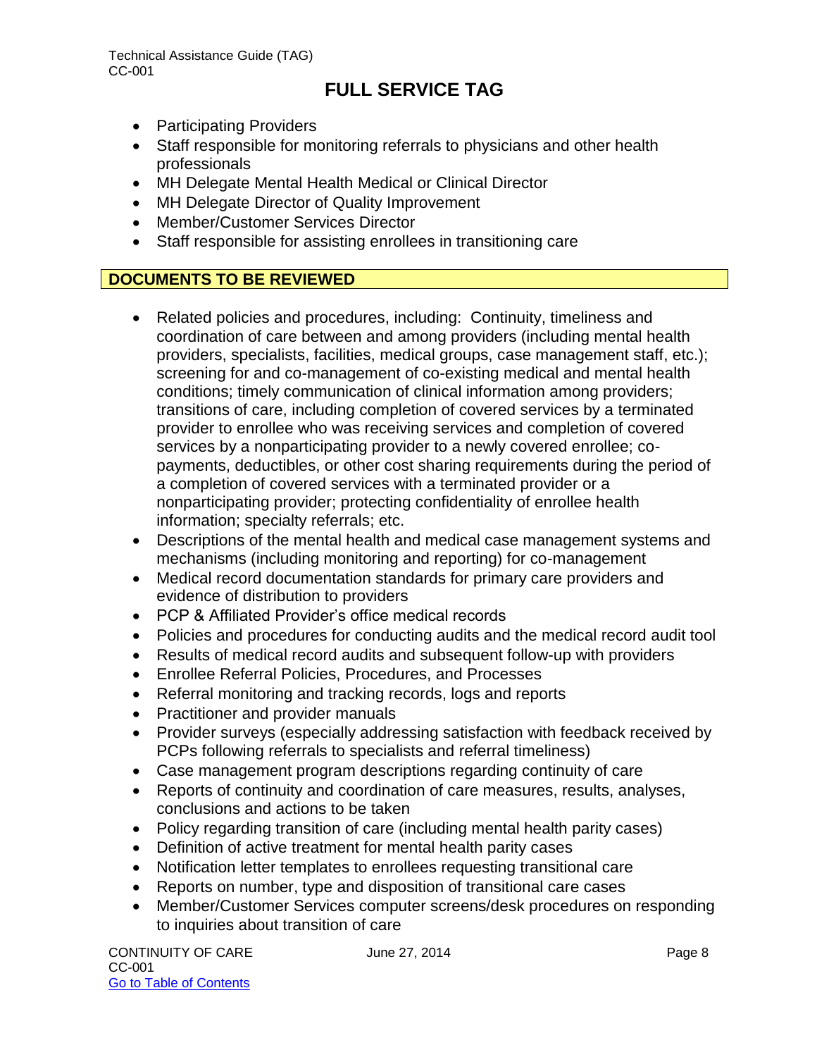- Participating Providers
- Staff responsible for monitoring referrals to physicians and other health professionals
- MH Delegate Mental Health Medical or Clinical Director
- MH Delegate Director of Quality Improvement
- Member/Customer Services Director
- Staff responsible for assisting enrollees in transitioning care

## DOCUMENTS TO BE REVIEWED

- Related policies and procedures, including: Continuity, timeliness and coordination of care between and among providers (including mental health providers, specialists, facilities, medical groups, case management staff, etc.); screening for and co-management of co-existing medical and mental health conditions; timely communication of clinical information among providers; transitions of care, including completion of covered services by a terminated provider to enrollee who was receiving services and completion of covered services by a nonparticipating provider to a newly covered enrollee; co-payments, deductibles, or other cost sharing requirements during the period of a completion of covered services with a terminated provider or a nonparticipating provider; protecting confidentiality of enrollee health information; specialty referrals; etc.
- Descriptions of the mental health and medical case management systems and mechanisms (including monitoring and reporting) for co-management
- Medical record documentation standards for primary care providers and evidence of distribution to providers
- PCP & Affiliated Provider's office medical records
- Policies and procedures for conducting audits and the medical record audit tool
- Results of medical record audits and subsequent follow-up with providers
- Enrollee Referral Policies, Procedures, and Processes
- Referral monitoring and tracking records, logs and reports
- Practitioner and provider manuals
- Provider surveys (especially addressing satisfaction with feedback received by PCPs following referrals to specialists and referral timeliness)
- Case management program descriptions regarding continuity of care
- Reports of continuity and coordination of care measures, results, analyses, conclusions and actions to be taken
- Policy regarding transition of care (including mental health parity cases)
- Definition of active treatment for mental health parity cases
- Notification letter templates to enrollees requesting transitional care
- Reports on number, type and disposition of transitional care cases
- Member/Customer Services computer screens/desk procedures on responding to inquiries about transition of care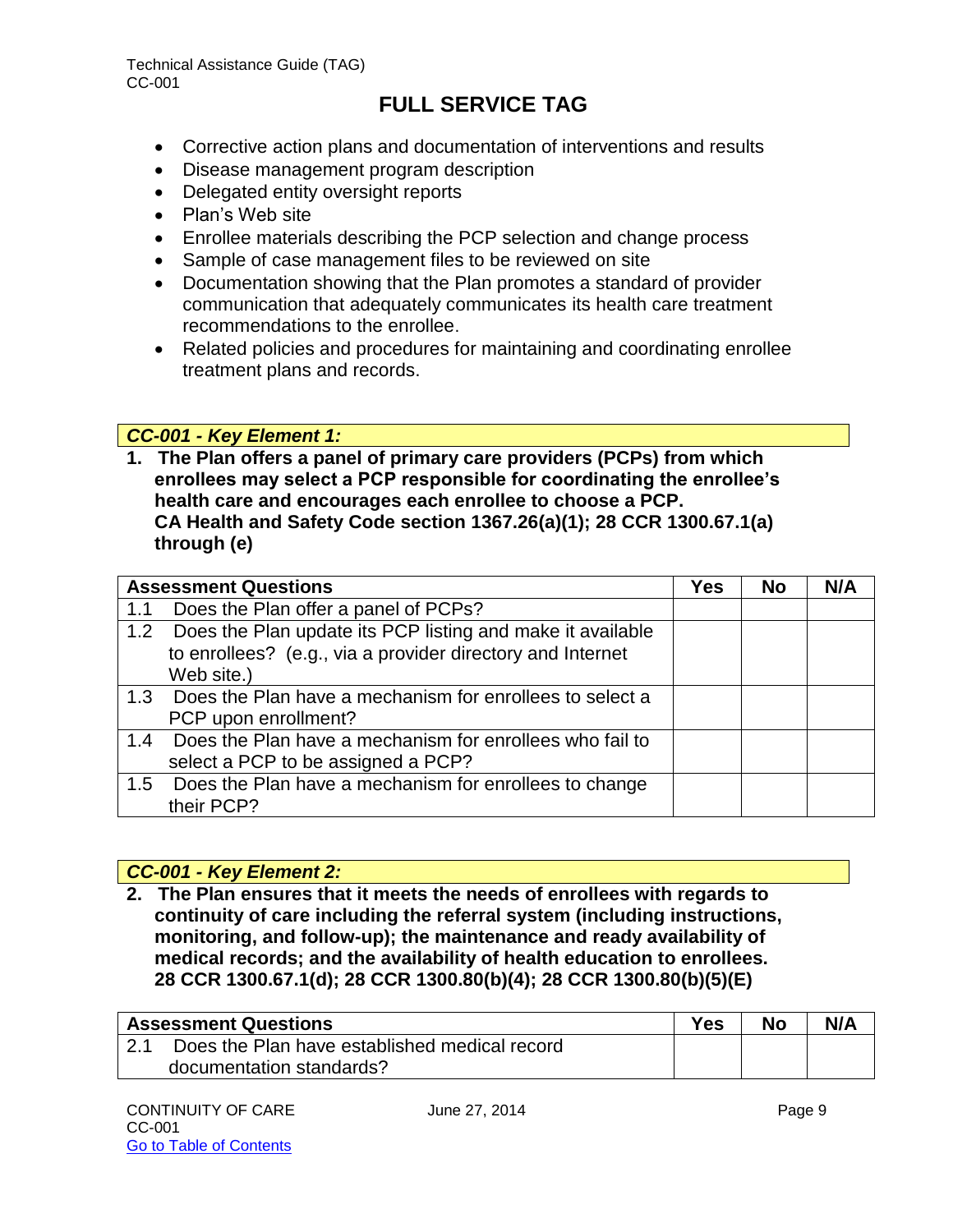- Corrective action plans and documentation of interventions and results
- Disease management program description
- Delegated entity oversight reports
- Plan's Web site
- Enrollee materials describing the PCP selection and change process
- Sample of case management files to be reviewed on site
- Documentation showing that the Plan promotes a standard of provider communication that adequately communicates its health care treatment recommendations to the enrollee.
- Related policies and procedures for maintaining and coordinating enrollee treatment plans and records.

### *CC-001 - Key Element 1:*

**1. The Plan offers a panel of primary care providers (PCPs) from which enrollees may select a PCP responsible for coordinating the enrollee's health care and encourages each enrollee to choose a PCP.**
**CA Health and Safety Code section 1367.26(a)(1); 28 CCR 1300.67.1(a) through (e)**

| Assessment Questions | Yes | No | N/A |
|---|---|---|---|
| 1.1 Does the Plan offer a panel of PCPs? | | | |
| 1.2 Does the Plan update its PCP listing and make it available to enrollees? (e.g., via a provider directory and Internet Web site.) | | | |
| 1.3 Does the Plan have a mechanism for enrollees to select a PCP upon enrollment? | | | |
| 1.4 Does the Plan have a mechanism for enrollees who fail to select a PCP to be assigned a PCP? | | | |
| 1.5 Does the Plan have a mechanism for enrollees to change their PCP? | | | |

### *CC-001 - Key Element 2:*

**2. The Plan ensures that it meets the needs of enrollees with regards to continuity of care including the referral system (including instructions, monitoring, and follow-up); the maintenance and ready availability of medical records; and the availability of health education to enrollees.**
**28 CCR 1300.67.1(d); 28 CCR 1300.80(b)(4); 28 CCR 1300.80(b)(5)(E)**

| Assessment Questions | Yes | No | N/A |
|---|---|---|---|
| 2.1 Does the Plan have established medical record documentation standards? | | | |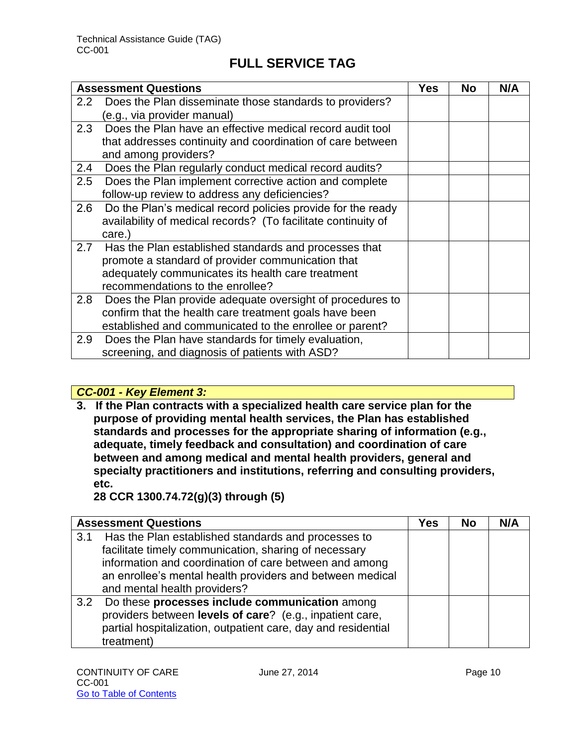# FULL SERVICE TAG

| Assessment Questions | Yes | No | N/A |
|---|---|---|---|
| 2.2 Does the Plan disseminate those standards to providers? (e.g., via provider manual) | | | |
| 2.3 Does the Plan have an effective medical record audit tool that addresses continuity and coordination of care between and among providers? | | | |
| 2.4 Does the Plan regularly conduct medical record audits? | | | |
| 2.5 Does the Plan implement corrective action and complete follow-up review to address any deficiencies? | | | |
| 2.6 Do the Plan's medical record policies provide for the ready availability of medical records? (To facilitate continuity of care.) | | | |
| 2.7 Has the Plan established standards and processes that promote a standard of provider communication that adequately communicates its health care treatment recommendations to the enrollee? | | | |
| 2.8 Does the Plan provide adequate oversight of procedures to confirm that the health care treatment goals have been established and communicated to the enrollee or parent? | | | |
| 2.9 Does the Plan have standards for timely evaluation, screening, and diagnosis of patients with ASD? | | | |

***CC-001 - Key Element 3:***

**3. If the Plan contracts with a specialized health care service plan for the purpose of providing mental health services, the Plan has established standards and processes for the appropriate sharing of information (e.g., adequate, timely feedback and consultation) and coordination of care between and among medical and mental health providers, general and specialty practitioners and institutions, referring and consulting providers, etc.**
**28 CCR 1300.74.72(g)(3) through (5)**

| Assessment Questions | Yes | No | N/A |
|---|---|---|---|
| 3.1 Has the Plan established standards and processes to facilitate timely communication, sharing of necessary information and coordination of care between and among an enrollee's mental health providers and between medical and mental health providers? | | | |
| 3.2 Do these **processes include communication** among providers between **levels of care**? (e.g., inpatient care, partial hospitalization, outpatient care, day and residential treatment) | | | |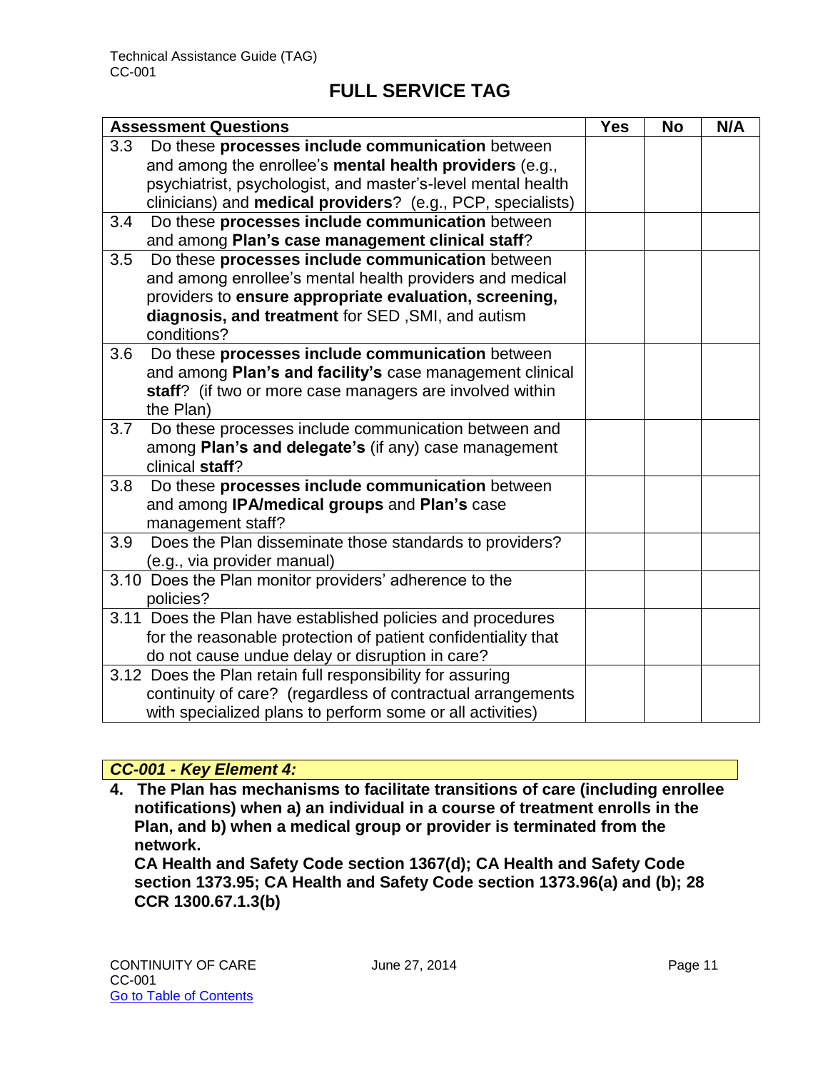# FULL SERVICE TAG

| Assessment Questions | Yes | No | N/A |
|---|---|---|---|
| 3.3 Do these **processes include communication** between and among the enrollee's **mental health providers** (e.g., psychiatrist, psychologist, and master's-level mental health clinicians) and **medical providers**? (e.g., PCP, specialists) | | | |
| 3.4 Do these **processes include communication** between and among **Plan's case management clinical staff**? | | | |
| 3.5 Do these **processes include communication** between and among enrollee's mental health providers and medical providers to **ensure appropriate evaluation, screening, diagnosis, and treatment** for SED ,SMI, and autism conditions? | | | |
| 3.6 Do these **processes include communication** between and among **Plan's and facility's** case management clinical **staff**? (if two or more case managers are involved within the Plan) | | | |
| 3.7 Do these processes include communication between and among **Plan's and delegate's** (if any) case management clinical **staff**? | | | |
| 3.8 Do these **processes include communication** between and among **IPA/medical groups** and **Plan's** case management staff? | | | |
| 3.9 Does the Plan disseminate those standards to providers? (e.g., via provider manual) | | | |
| 3.10 Does the Plan monitor providers' adherence to the policies? | | | |
| 3.11 Does the Plan have established policies and procedures for the reasonable protection of patient confidentiality that do not cause undue delay or disruption in care? | | | |
| 3.12 Does the Plan retain full responsibility for assuring continuity of care? (regardless of contractual arrangements with specialized plans to perform some or all activities) | | | |

***CC-001 - Key Element 4:***

**4. The Plan has mechanisms to facilitate transitions of care (including enrollee notifications) when a) an individual in a course of treatment enrolls in the Plan, and b) when a medical group or provider is terminated from the network.**
**CA Health and Safety Code section 1367(d); CA Health and Safety Code section 1373.95; CA Health and Safety Code section 1373.96(a) and (b); 28 CCR 1300.67.1.3(b)**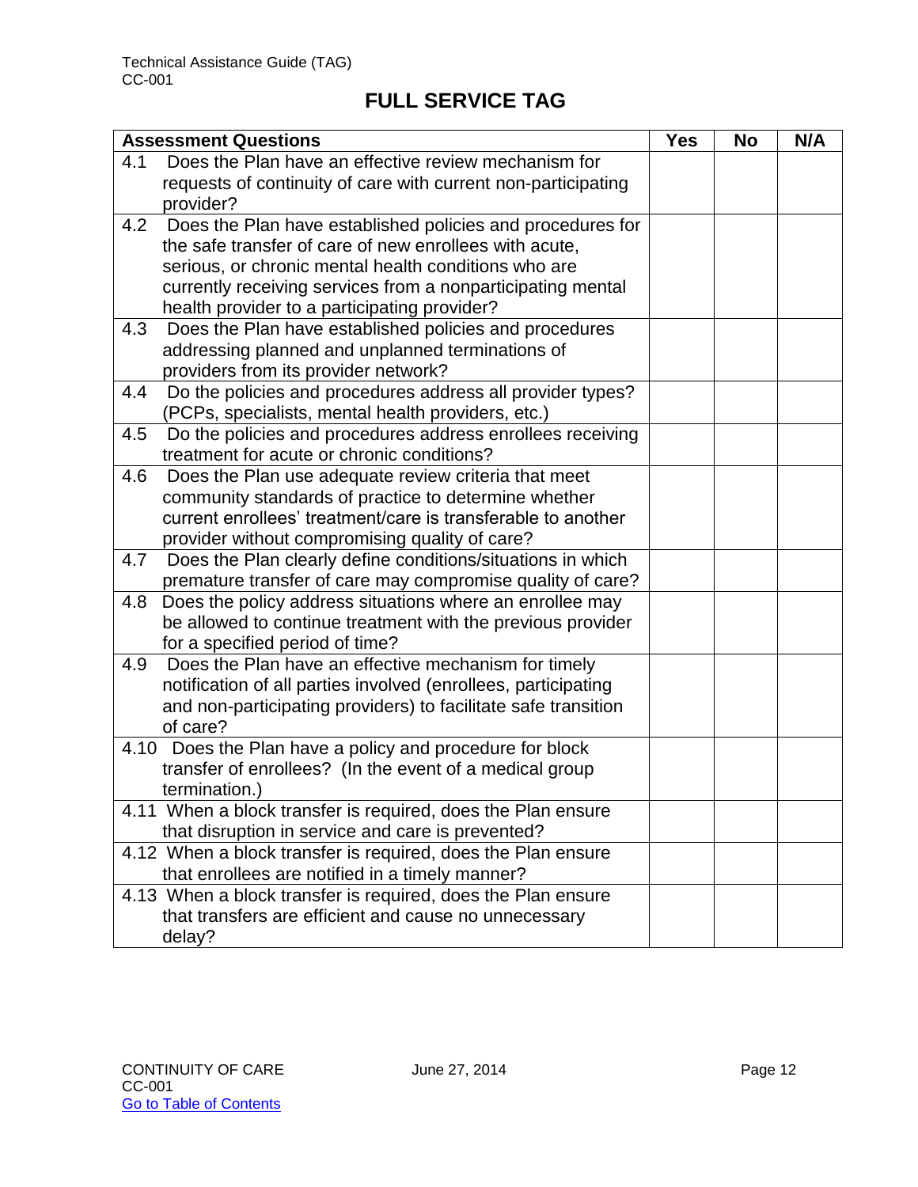# FULL SERVICE TAG

| Assessment Questions | Yes | No | N/A |
|---|---|---|---|
| 4.1 Does the Plan have an effective review mechanism for requests of continuity of care with current non-participating provider? | | | |
| 4.2 Does the Plan have established policies and procedures for the safe transfer of care of new enrollees with acute, serious, or chronic mental health conditions who are currently receiving services from a nonparticipating mental health provider to a participating provider? | | | |
| 4.3 Does the Plan have established policies and procedures addressing planned and unplanned terminations of providers from its provider network? | | | |
| 4.4 Do the policies and procedures address all provider types? (PCPs, specialists, mental health providers, etc.) | | | |
| 4.5 Do the policies and procedures address enrollees receiving treatment for acute or chronic conditions? | | | |
| 4.6 Does the Plan use adequate review criteria that meet community standards of practice to determine whether current enrollees' treatment/care is transferable to another provider without compromising quality of care? | | | |
| 4.7 Does the Plan clearly define conditions/situations in which premature transfer of care may compromise quality of care? | | | |
| 4.8 Does the policy address situations where an enrollee may be allowed to continue treatment with the previous provider for a specified period of time? | | | |
| 4.9 Does the Plan have an effective mechanism for timely notification of all parties involved (enrollees, participating and non-participating providers) to facilitate safe transition of care? | | | |
| 4.10 Does the Plan have a policy and procedure for block transfer of enrollees? (In the event of a medical group termination.) | | | |
| 4.11 When a block transfer is required, does the Plan ensure that disruption in service and care is prevented? | | | |
| 4.12 When a block transfer is required, does the Plan ensure that enrollees are notified in a timely manner? | | | |
| 4.13 When a block transfer is required, does the Plan ensure that transfers are efficient and cause no unnecessary delay? | | | |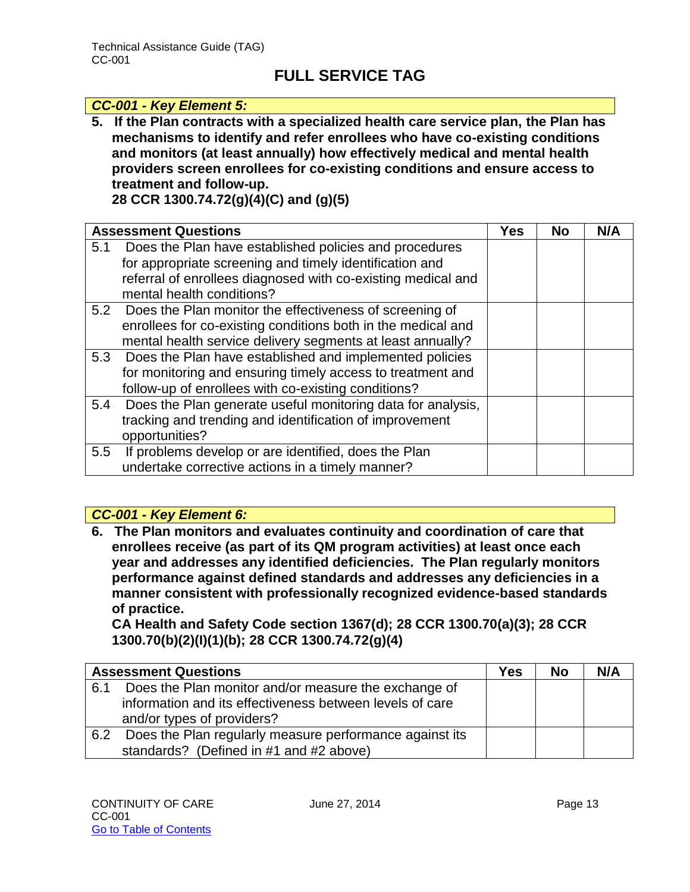## FULL SERVICE TAG

***CC-001 - Key Element 5:***

**5. If the Plan contracts with a specialized health care service plan, the Plan has mechanisms to identify and refer enrollees who have co-existing conditions and monitors (at least annually) how effectively medical and mental health providers screen enrollees for co-existing conditions and ensure access to treatment and follow-up.**
**28 CCR 1300.74.72(g)(4)(C) and (g)(5)**

| Assessment Questions | Yes | No | N/A |
|---|---|---|---|
| 5.1 Does the Plan have established policies and procedures for appropriate screening and timely identification and referral of enrollees diagnosed with co-existing medical and mental health conditions? | | | |
| 5.2 Does the Plan monitor the effectiveness of screening of enrollees for co-existing conditions both in the medical and mental health service delivery segments at least annually? | | | |
| 5.3 Does the Plan have established and implemented policies for monitoring and ensuring timely access to treatment and follow-up of enrollees with co-existing conditions? | | | |
| 5.4 Does the Plan generate useful monitoring data for analysis, tracking and trending and identification of improvement opportunities? | | | |
| 5.5 If problems develop or are identified, does the Plan undertake corrective actions in a timely manner? | | | |

***CC-001 - Key Element 6:***

**6. The Plan monitors and evaluates continuity and coordination of care that enrollees receive (as part of its QM program activities) at least once each year and addresses any identified deficiencies. The Plan regularly monitors performance against defined standards and addresses any deficiencies in a manner consistent with professionally recognized evidence-based standards of practice.**
**CA Health and Safety Code section 1367(d); 28 CCR 1300.70(a)(3); 28 CCR 1300.70(b)(2)(I)(1)(b); 28 CCR 1300.74.72(g)(4)**

| Assessment Questions | Yes | No | N/A |
|---|---|---|---|
| 6.1 Does the Plan monitor and/or measure the exchange of information and its effectiveness between levels of care and/or types of providers? | | | |
| 6.2 Does the Plan regularly measure performance against its standards? (Defined in #1 and #2 above) | | | |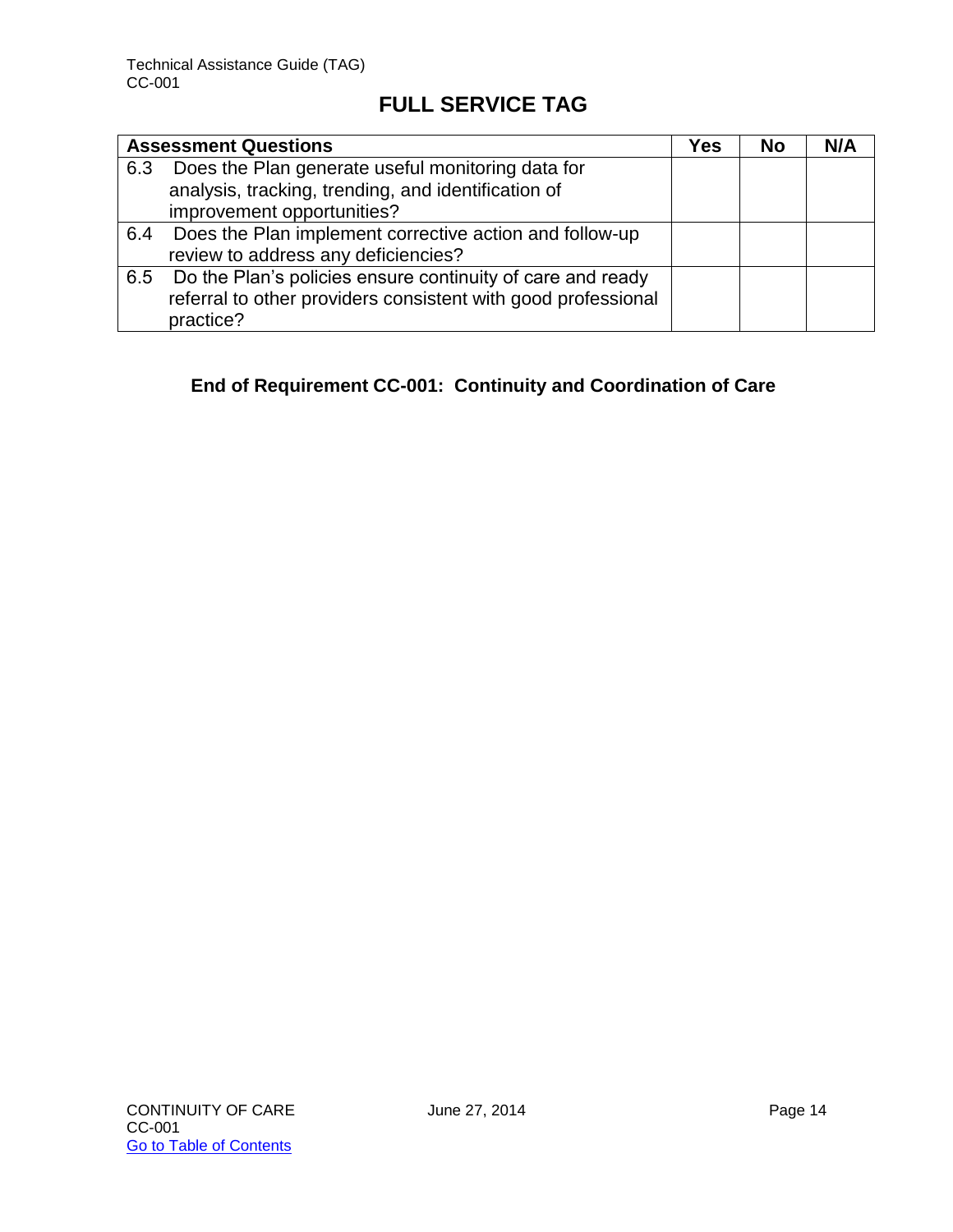## FULL SERVICE TAG

| Assessment Questions | Yes | No | N/A |
| --- | --- | --- | --- |
| 6.3 Does the Plan generate useful monitoring data for analysis, tracking, trending, and identification of improvement opportunities? | | | |
| 6.4 Does the Plan implement corrective action and follow-up review to address any deficiencies? | | | |
| 6.5 Do the Plan's policies ensure continuity of care and ready referral to other providers consistent with good professional practice? | | | |

**End of Requirement CC-001: Continuity and Coordination of Care**